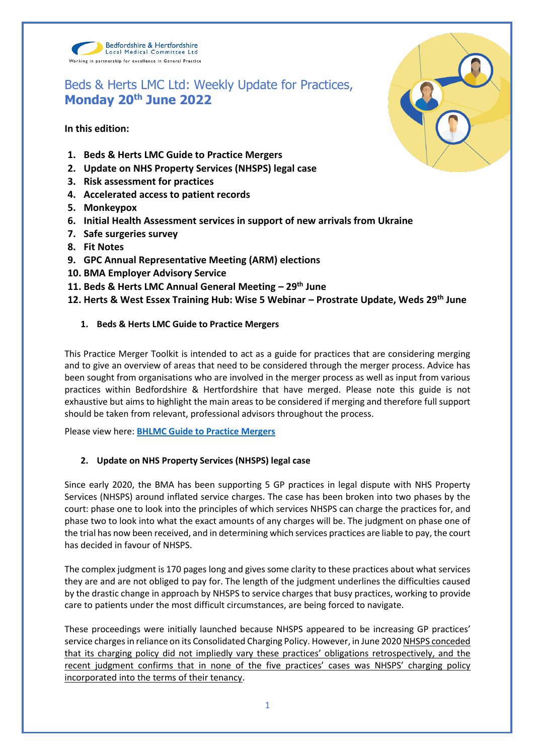Bedfordshire & Hertfordshire Local Medical Committee Ltd

Working in partnership for excellence in General Practice

# Beds & Herts LMC Ltd: Weekly Update for Practices, **Monday 20th June 2022**

**In this edition:**

1. **Beds & Herts LMC Guide to Practice Mergers**
2. **Update on NHS Property Services (NHSPS) legal case**
3. **Risk assessment for practices**
4. **Accelerated access to patient records**
5. **Monkeypox**
6. **Initial Health Assessment services in support of new arrivals from Ukraine**
7. **Safe surgeries survey**
8. **Fit Notes**
9. **GPC Annual Representative Meeting (ARM) elections**
10. **BMA Employer Advisory Service**
11. **Beds & Herts LMC Annual General Meeting – 29th June**
12. **Herts & West Essex Training Hub: Wise 5 Webinar – Prostrate Update, Weds 29th June**

## 1. Beds & Herts LMC Guide to Practice Mergers

This Practice Merger Toolkit is intended to act as a guide for practices that are considering merging and to give an overview of areas that need to be considered through the merger process. Advice has been sought from organisations who are involved in the merger process as well as input from various practices within Bedfordshire & Hertfordshire that have merged. Please note this guide is not exhaustive but aims to highlight the main areas to be considered if merging and therefore full support should be taken from relevant, professional advisors throughout the process.

Please view here: **BHLMC Guide to Practice Mergers**

## 2. Update on NHS Property Services (NHSPS) legal case

Since early 2020, the BMA has been supporting 5 GP practices in legal dispute with NHS Property Services (NHSPS) around inflated service charges. The case has been broken into two phases by the court: phase one to look into the principles of which services NHSPS can charge the practices for, and phase two to look into what the exact amounts of any charges will be. The judgment on phase one of the trial has now been received, and in determining which services practices are liable to pay, the court has decided in favour of NHSPS.

The complex judgment is 170 pages long and gives some clarity to these practices about what services they are and are not obliged to pay for. The length of the judgment underlines the difficulties caused by the drastic change in approach by NHSPS to service charges that busy practices, working to provide care to patients under the most difficult circumstances, are being forced to navigate.

These proceedings were initially launched because NHSPS appeared to be increasing GP practices' service charges in reliance on its Consolidated Charging Policy. However, in June 2020 NHSPS conceded that its charging policy did not impliedly vary these practices' obligations retrospectively, and the recent judgment confirms that in none of the five practices' cases was NHSPS' charging policy incorporated into the terms of their tenancy.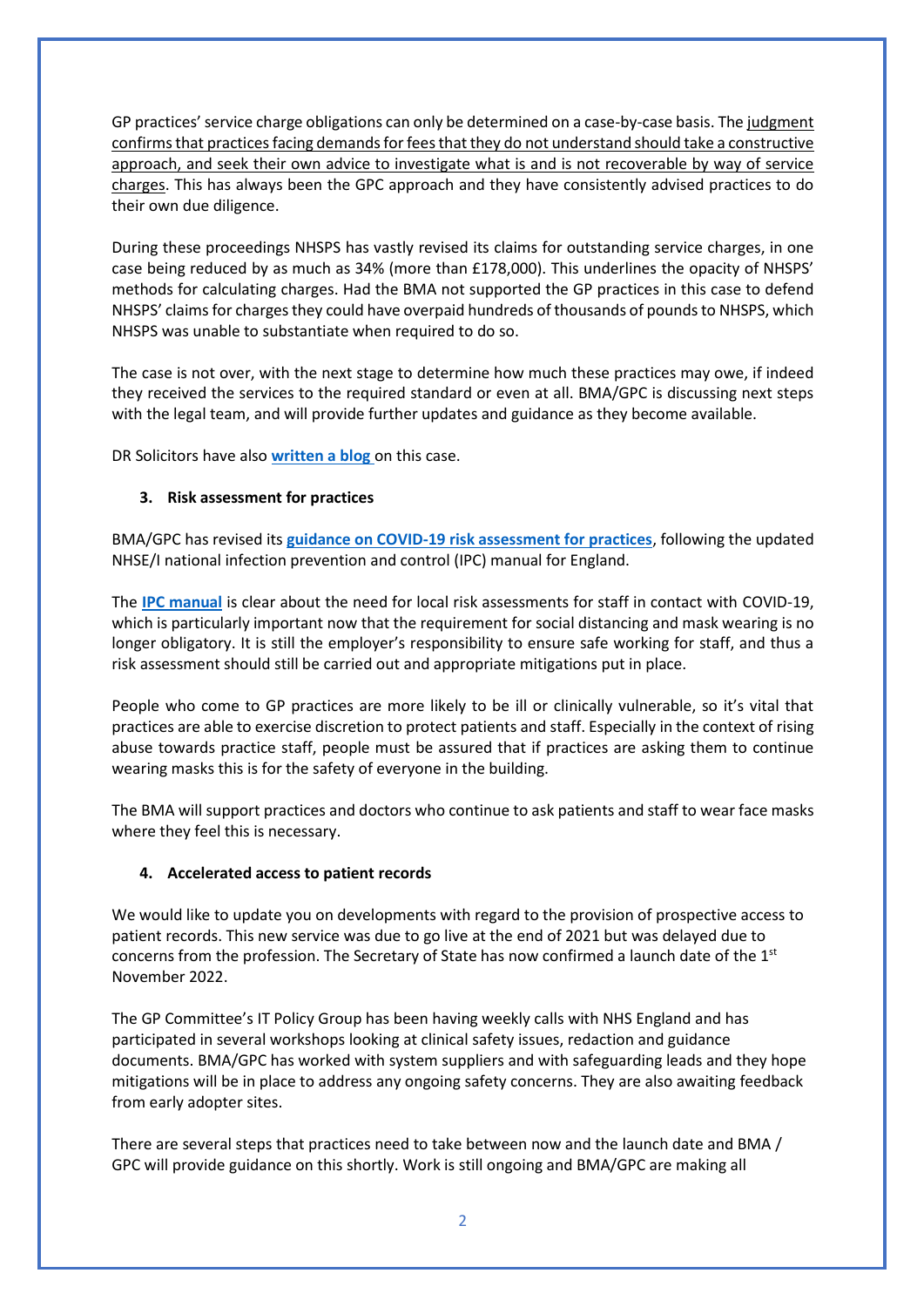GP practices' service charge obligations can only be determined on a case-by-case basis. The judgment confirms that practices facing demands for fees that they do not understand should take a constructive approach, and seek their own advice to investigate what is and is not recoverable by way of service charges. This has always been the GPC approach and they have consistently advised practices to do their own due diligence.

During these proceedings NHSPS has vastly revised its claims for outstanding service charges, in one case being reduced by as much as 34% (more than £178,000). This underlines the opacity of NHSPS' methods for calculating charges. Had the BMA not supported the GP practices in this case to defend NHSPS' claims for charges they could have overpaid hundreds of thousands of pounds to NHSPS, which NHSPS was unable to substantiate when required to do so.

The case is not over, with the next stage to determine how much these practices may owe, if indeed they received the services to the required standard or even at all. BMA/GPC is discussing next steps with the legal team, and will provide further updates and guidance as they become available.

DR Solicitors have also **written a blog** on this case.

### 3. Risk assessment for practices

BMA/GPC has revised its **guidance on COVID-19 risk assessment for practices**, following the updated NHSE/I national infection prevention and control (IPC) manual for England.

The **IPC manual** is clear about the need for local risk assessments for staff in contact with COVID-19, which is particularly important now that the requirement for social distancing and mask wearing is no longer obligatory. It is still the employer's responsibility to ensure safe working for staff, and thus a risk assessment should still be carried out and appropriate mitigations put in place.

People who come to GP practices are more likely to be ill or clinically vulnerable, so it's vital that practices are able to exercise discretion to protect patients and staff. Especially in the context of rising abuse towards practice staff, people must be assured that if practices are asking them to continue wearing masks this is for the safety of everyone in the building.

The BMA will support practices and doctors who continue to ask patients and staff to wear face masks where they feel this is necessary.

### 4. Accelerated access to patient records

We would like to update you on developments with regard to the provision of prospective access to patient records. This new service was due to go live at the end of 2021 but was delayed due to concerns from the profession. The Secretary of State has now confirmed a launch date of the 1st November 2022.

The GP Committee's IT Policy Group has been having weekly calls with NHS England and has participated in several workshops looking at clinical safety issues, redaction and guidance documents. BMA/GPC has worked with system suppliers and with safeguarding leads and they hope mitigations will be in place to address any ongoing safety concerns. They are also awaiting feedback from early adopter sites.

There are several steps that practices need to take between now and the launch date and BMA / GPC will provide guidance on this shortly. Work is still ongoing and BMA/GPC are making all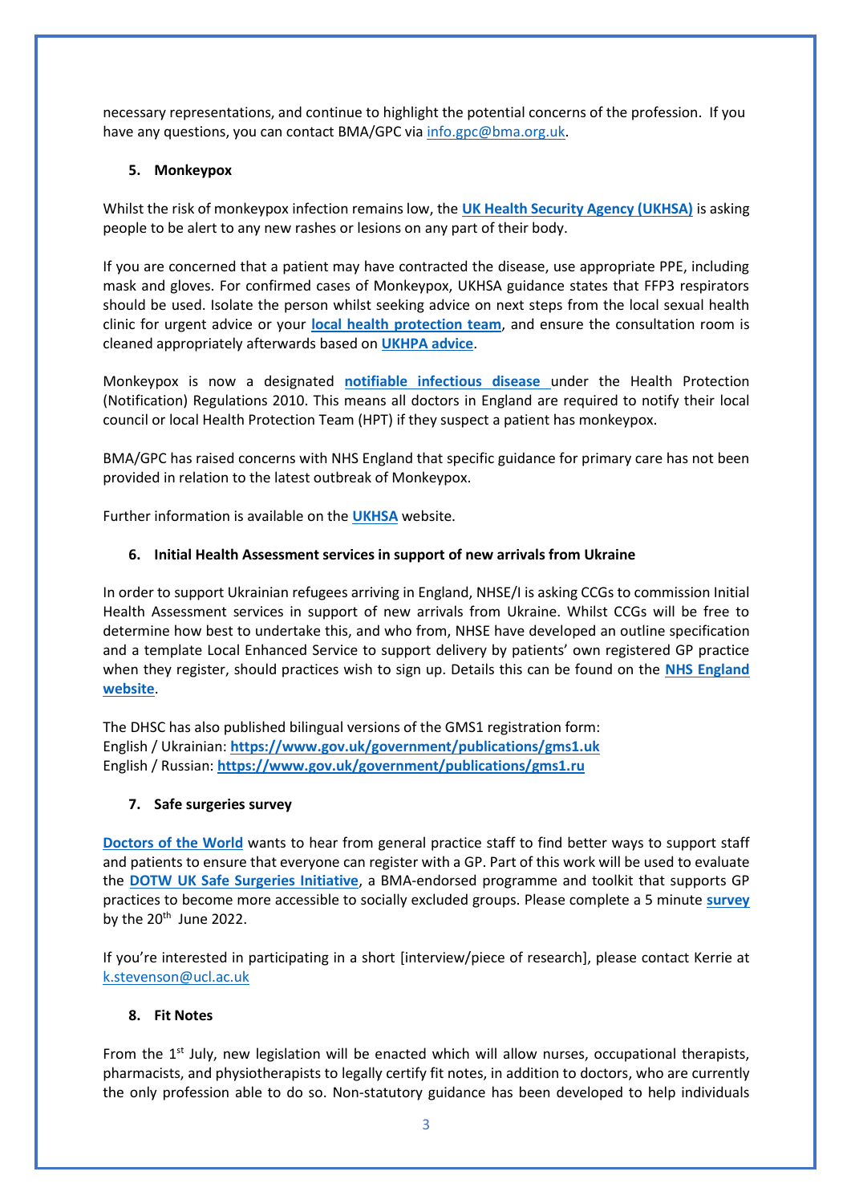necessary representations, and continue to highlight the potential concerns of the profession. If you have any questions, you can contact BMA/GPC via info.gpc@bma.org.uk.

### 5. Monkeypox

Whilst the risk of monkeypox infection remains low, the **UK Health Security Agency (UKHSA)** is asking people to be alert to any new rashes or lesions on any part of their body.

If you are concerned that a patient may have contracted the disease, use appropriate PPE, including mask and gloves. For confirmed cases of Monkeypox, UKHSA guidance states that FFP3 respirators should be used. Isolate the person whilst seeking advice on next steps from the local sexual health clinic for urgent advice or your **local health protection team**, and ensure the consultation room is cleaned appropriately afterwards based on **UKHPA advice**.

Monkeypox is now a designated **notifiable infectious disease** under the Health Protection (Notification) Regulations 2010. This means all doctors in England are required to notify their local council or local Health Protection Team (HPT) if they suspect a patient has monkeypox.

BMA/GPC has raised concerns with NHS England that specific guidance for primary care has not been provided in relation to the latest outbreak of Monkeypox.

Further information is available on the **UKHSA** website.

### 6. Initial Health Assessment services in support of new arrivals from Ukraine

In order to support Ukrainian refugees arriving in England, NHSE/I is asking CCGs to commission Initial Health Assessment services in support of new arrivals from Ukraine. Whilst CCGs will be free to determine how best to undertake this, and who from, NHSE have developed an outline specification and a template Local Enhanced Service to support delivery by patients' own registered GP practice when they register, should practices wish to sign up. Details this can be found on the **NHS England website**.

The DHSC has also published bilingual versions of the GMS1 registration form:
English / Ukrainian: **https://www.gov.uk/government/publications/gms1.uk**
English / Russian: **https://www.gov.uk/government/publications/gms1.ru**

### 7. Safe surgeries survey

**Doctors of the World** wants to hear from general practice staff to find better ways to support staff and patients to ensure that everyone can register with a GP. Part of this work will be used to evaluate the **DOTW UK Safe Surgeries Initiative**, a BMA-endorsed programme and toolkit that supports GP practices to become more accessible to socially excluded groups. Please complete a 5 minute **survey** by the 20th June 2022.

If you're interested in participating in a short [interview/piece of research], please contact Kerrie at k.stevenson@ucl.ac.uk

### 8. Fit Notes

From the 1st July, new legislation will be enacted which will allow nurses, occupational therapists, pharmacists, and physiotherapists to legally certify fit notes, in addition to doctors, who are currently the only profession able to do so. Non-statutory guidance has been developed to help individuals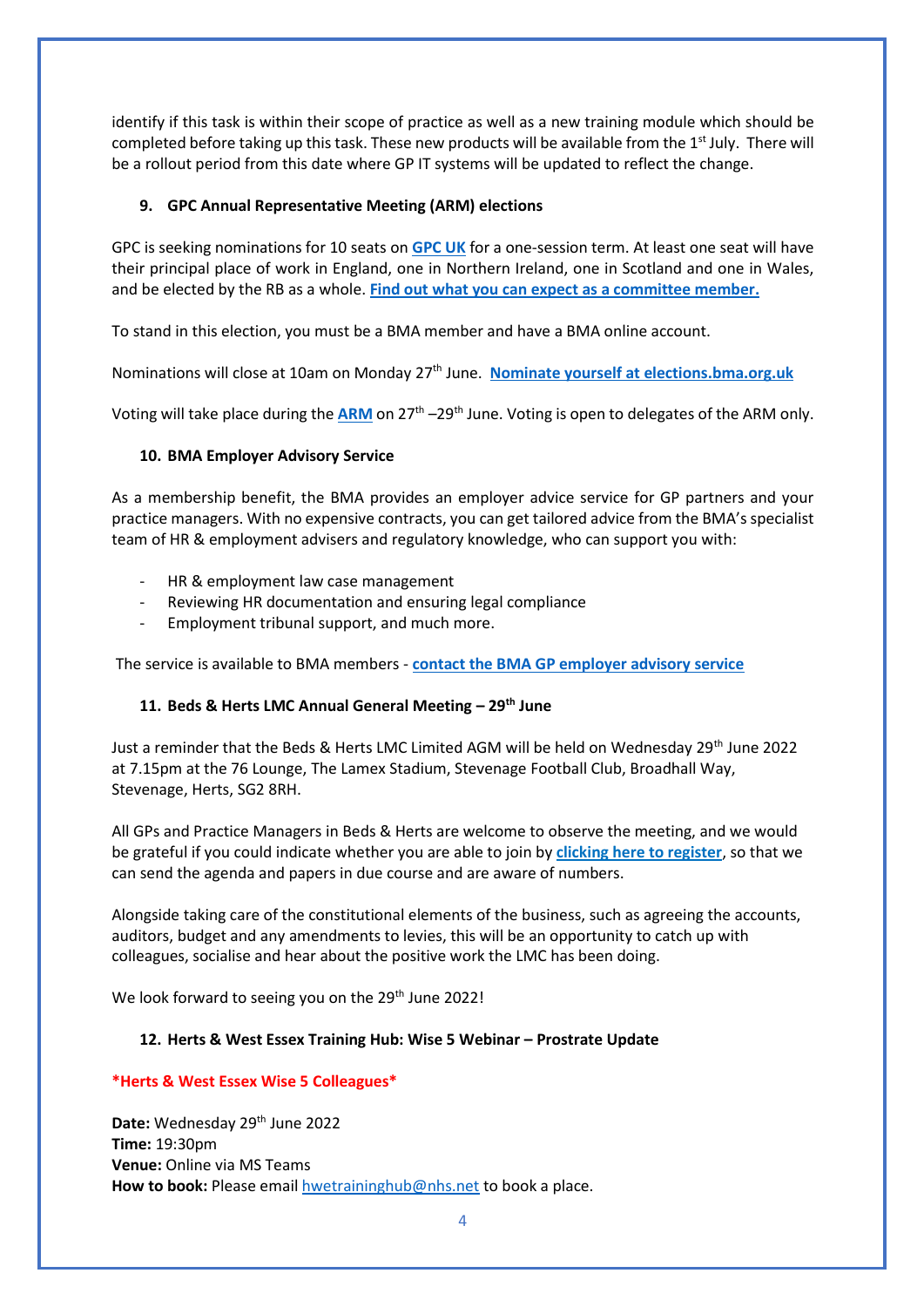identify if this task is within their scope of practice as well as a new training module which should be completed before taking up this task. These new products will be available from the 1st July. There will be a rollout period from this date where GP IT systems will be updated to reflect the change.

### 9. GPC Annual Representative Meeting (ARM) elections

GPC is seeking nominations for 10 seats on **GPC UK** for a one-session term. At least one seat will have their principal place of work in England, one in Northern Ireland, one in Scotland and one in Wales, and be elected by the RB as a whole. **Find out what you can expect as a committee member.**

To stand in this election, you must be a BMA member and have a BMA online account.

Nominations will close at 10am on Monday 27th June. **Nominate yourself at elections.bma.org.uk**

Voting will take place during the **ARM** on 27th –29th June. Voting is open to delegates of the ARM only.

### 10. BMA Employer Advisory Service

As a membership benefit, the BMA provides an employer advice service for GP partners and your practice managers. With no expensive contracts, you can get tailored advice from the BMA's specialist team of HR & employment advisers and regulatory knowledge, who can support you with:

- HR & employment law case management
- Reviewing HR documentation and ensuring legal compliance
- Employment tribunal support, and much more.

The service is available to BMA members - **contact the BMA GP employer advisory service**

### 11. Beds & Herts LMC Annual General Meeting – 29th June

Just a reminder that the Beds & Herts LMC Limited AGM will be held on Wednesday 29th June 2022 at 7.15pm at the 76 Lounge, The Lamex Stadium, Stevenage Football Club, Broadhall Way, Stevenage, Herts, SG2 8RH.

All GPs and Practice Managers in Beds & Herts are welcome to observe the meeting, and we would be grateful if you could indicate whether you are able to join by **clicking here to register**, so that we can send the agenda and papers in due course and are aware of numbers.

Alongside taking care of the constitutional elements of the business, such as agreeing the accounts, auditors, budget and any amendments to levies, this will be an opportunity to catch up with colleagues, socialise and hear about the positive work the LMC has been doing.

We look forward to seeing you on the 29th June 2022!

### 12. Herts & West Essex Training Hub: Wise 5 Webinar – Prostrate Update

**\*Herts & West Essex Wise 5 Colleagues\***

**Date:** Wednesday 29th June 2022
**Time:** 19:30pm
**Venue:** Online via MS Teams
**How to book:** Please email hwetraininghub@nhs.net to book a place.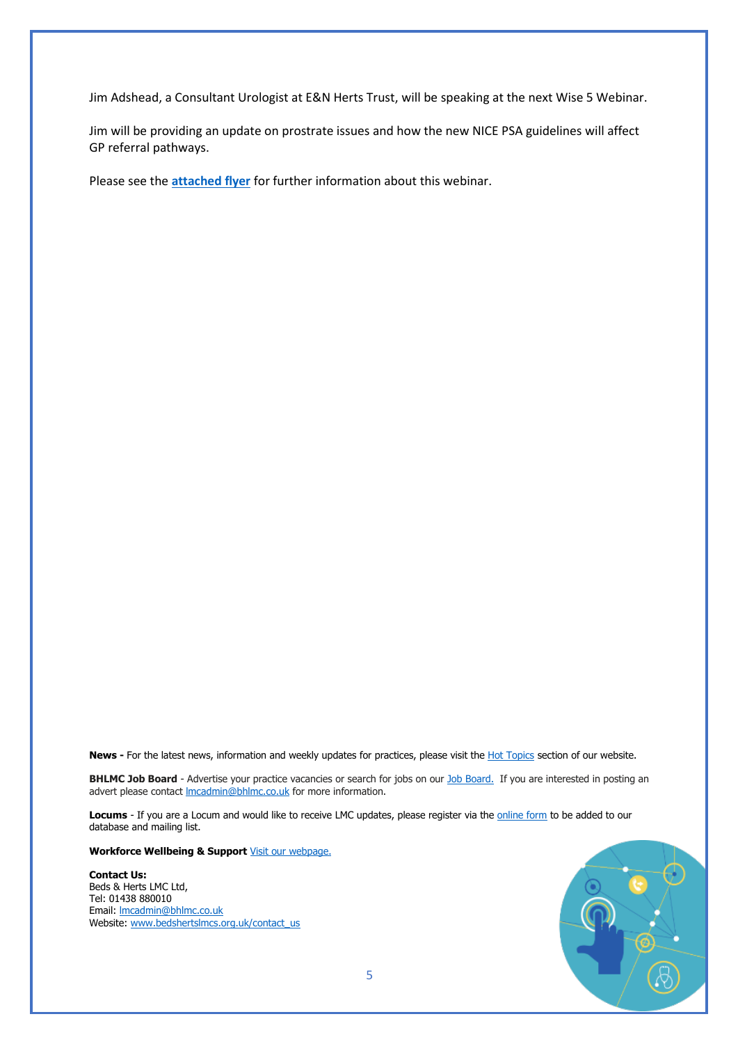Jim Adshead, a Consultant Urologist at E&N Herts Trust, will be speaking at the next Wise 5 Webinar.

Jim will be providing an update on prostrate issues and how the new NICE PSA guidelines will affect GP referral pathways.

Please see the **attached flyer** for further information about this webinar.

**News -** For the latest news, information and weekly updates for practices, please visit the Hot Topics section of our website.

**BHLMC Job Board** - Advertise your practice vacancies or search for jobs on our Job Board. If you are interested in posting an advert please contact lmcadmin@bhlmc.co.uk for more information.

**Locums** - If you are a Locum and would like to receive LMC updates, please register via the online form to be added to our database and mailing list.

**Workforce Wellbeing & Support** Visit our webpage.

**Contact Us:**
Beds & Herts LMC Ltd,
Tel: 01438 880010
Email: lmcadmin@bhlmc.co.uk
Website: www.bedshertslmcs.org.uk/contact_us